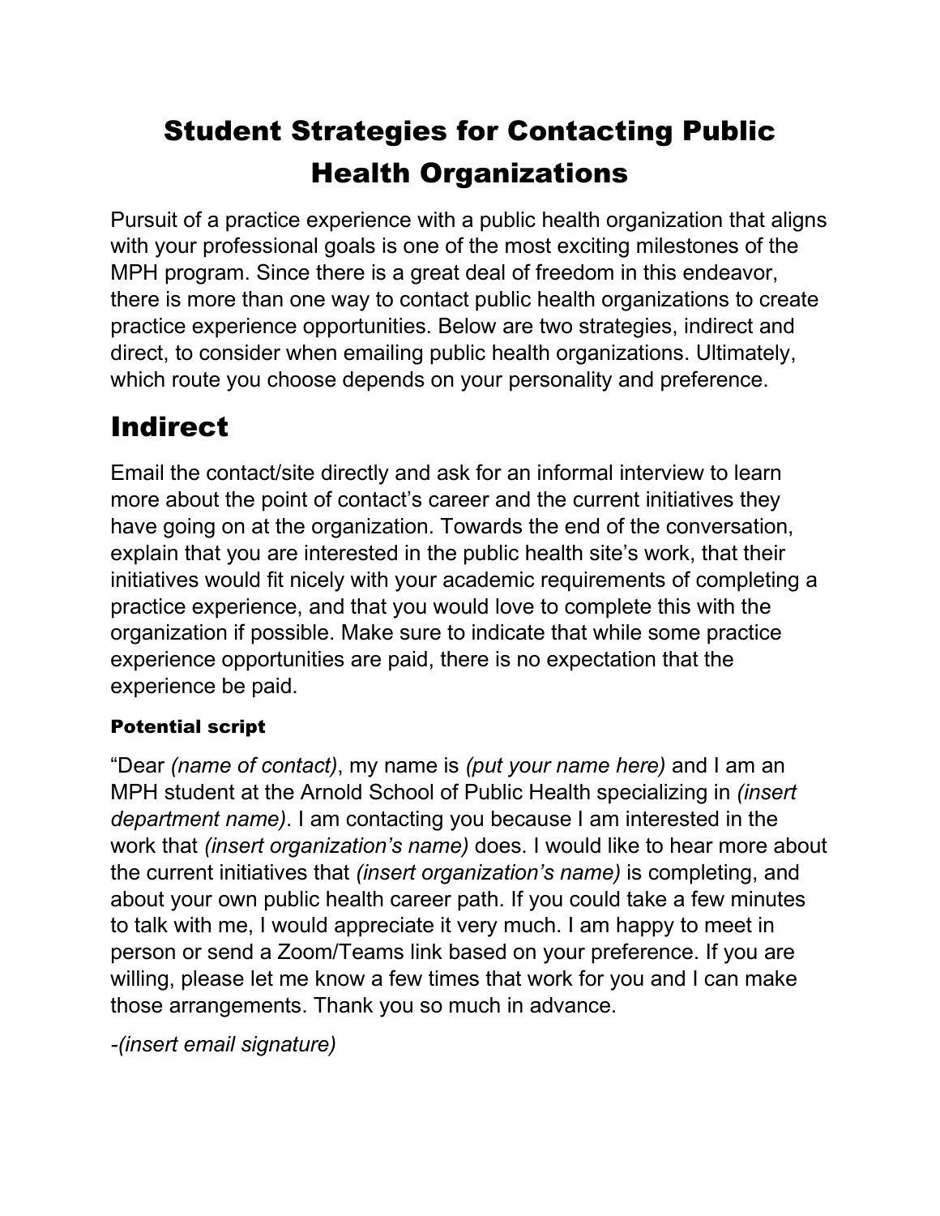# Student Strategies for Contacting Public Health Organizations

Pursuit of a practice experience with a public health organization that aligns with your professional goals is one of the most exciting milestones of the MPH program. Since there is a great deal of freedom in this endeavor, there is more than one way to contact public health organizations to create practice experience opportunities. Below are two strategies, indirect and direct, to consider when emailing public health organizations. Ultimately, which route you choose depends on your personality and preference.

## Indirect

Email the contact/site directly and ask for an informal interview to learn more about the point of contact's career and the current initiatives they have going on at the organization. Towards the end of the conversation, explain that you are interested in the public health site's work, that their initiatives would fit nicely with your academic requirements of completing a practice experience, and that you would love to complete this with the organization if possible. Make sure to indicate that while some practice experience opportunities are paid, there is no expectation that the experience be paid.

### Potential script

"Dear *(name of contact)*, my name is *(put your name here)* and I am an MPH student at the Arnold School of Public Health specializing in *(insert department name)*. I am contacting you because I am interested in the work that *(insert organization's name)* does. I would like to hear more about the current initiatives that *(insert organization's name)* is completing, and about your own public health career path. If you could take a few minutes to talk with me, I would appreciate it very much. I am happy to meet in person or send a Zoom/Teams link based on your preference. If you are willing, please let me know a few times that work for you and I can make those arrangements. Thank you so much in advance.

*-(insert email signature)*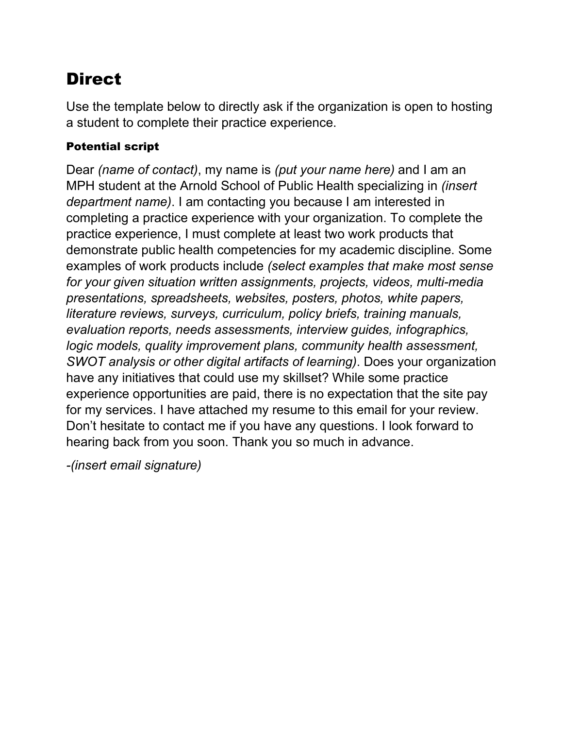## Direct

Use the template below to directly ask if the organization is open to hosting a student to complete their practice experience.

#### Potential script

Dear *(name of contact)*, my name is *(put your name here)* and I am an MPH student at the Arnold School of Public Health specializing in *(insert department name)*. I am contacting you because I am interested in completing a practice experience with your organization. To complete the practice experience, I must complete at least two work products that demonstrate public health competencies for my academic discipline. Some examples of work products include *(select examples that make most sense for your given situation written assignments, projects, videos, multi-media presentations, spreadsheets, websites, posters, photos, white papers, literature reviews, surveys, curriculum, policy briefs, training manuals, evaluation reports, needs assessments, interview guides, infographics, logic models, quality improvement plans, community health assessment, SWOT analysis or other digital artifacts of learning)*. Does your organization have any initiatives that could use my skillset? While some practice experience opportunities are paid, there is no expectation that the site pay for my services. I have attached my resume to this email for your review. Don't hesitate to contact me if you have any questions. I look forward to hearing back from you soon. Thank you so much in advance.

-*(insert email signature)*